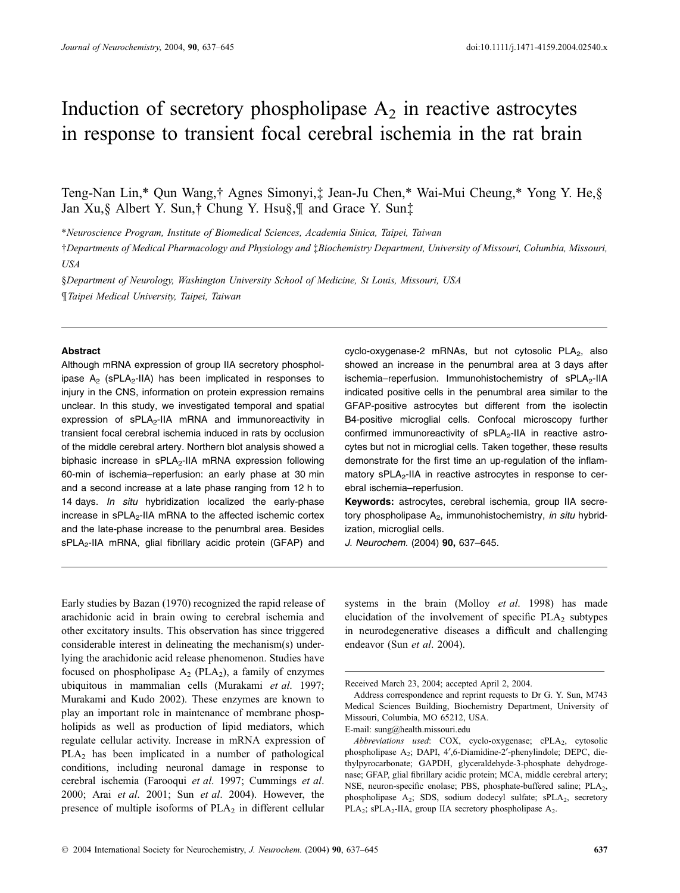# Induction of secretory phospholipase $A_2$ in reactive astrocytes in response to transient focal cerebral ischemia in the rat brain

Teng-Nan Lin,* Qun Wang,† Agnes Simonyi,‡ Jean-Ju Chen,* Wai-Mui Cheung,* Yong Y. He,§ Jan Xu,§ Albert Y. Sun,† Chung Y. Hsu§,¶ and Grace Y. Sun‡

*Neuroscience Program, Institute of Biomedical Sciences, Academia Sinica, Taipei, Taiwan

†Departments of Medical Pharmacology and Physiology and ‡Biochemistry Department, University of Missouri, Columbia, Missouri, USA

§Department of Neurology, Washington University School of Medicine, St Louis, Missouri, USA

¶Taipei Medical University, Taipei, Taiwan

## Abstract

Although mRNA expression of group IIA secretory phospholipase $A_2$ (s$PLA_2$-IIA) has been implicated in responses to injury in the CNS, information on protein expression remains unclear. In this study, we investigated temporal and spatial expression of s$PLA_2$-IIA mRNA and immunoreactivity in transient focal cerebral ischemia induced in rats by occlusion of the middle cerebral artery. Northern blot analysis showed a biphasic increase in s$PLA_2$-IIA mRNA expression following 60-min of ischemia–reperfusion: an early phase at 30 min and a second increase at a late phase ranging from 12 h to 14 days. *In situ* hybridization localized the early-phase increase in s$PLA_2$-IIA mRNA to the affected ischemic cortex and the late-phase increase to the penumbral area. Besides s$PLA_2$-IIA mRNA, glial fibrillary acidic protein (GFAP) and cyclo-oxygenase-2 mRNAs, but not cytosolic $PLA_2$, also showed an increase in the penumbral area at 3 days after ischemia–reperfusion. Immunohistochemistry of s$PLA_2$-IIA indicated positive cells in the penumbral area similar to the GFAP-positive astrocytes but different from the isolectin B4-positive microglial cells. Confocal microscopy further confirmed immunoreactivity of s$PLA_2$-IIA in reactive astrocytes but not in microglial cells. Taken together, these results demonstrate for the first time an up-regulation of the inflammatory s$PLA_2$-IIA in reactive astrocytes in response to cerebral ischemia–reperfusion.

**Keywords:** astrocytes, cerebral ischemia, group IIA secretory phospholipase $A_2$, immunohistochemistry, *in situ* hybridization, microglial cells.

*J. Neurochem.* (2004) **90,** 637–645.

Early studies by Bazan (1970) recognized the rapid release of arachidonic acid in brain owing to cerebral ischemia and other excitatory insults. This observation has since triggered considerable interest in delineating the mechanism(s) underlying the arachidonic acid release phenomenon. Studies have focused on phospholipase $A_2$ ($PLA_2$), a family of enzymes ubiquitous in mammalian cells (Murakami *et al*. 1997; Murakami and Kudo 2002). These enzymes are known to play an important role in maintenance of membrane phospholipids as well as production of lipid mediators, which regulate cellular activity. Increase in mRNA expression of $PLA_2$ has been implicated in a number of pathological conditions, including neuronal damage in response to cerebral ischemia (Farooqui *et al*. 1997; Cummings *et al*. 2000; Arai *et al*. 2001; Sun *et al*. 2004). However, the presence of multiple isoforms of $PLA_2$ in different cellular systems in the brain (Molloy *et al*. 1998) has made elucidation of the involvement of specific $PLA_2$ subtypes in neurodegenerative diseases a difficult and challenging endeavor (Sun *et al*. 2004).

Received March 23, 2004; accepted April 2, 2004.

Address correspondence and reprint requests to Dr G. Y. Sun, M743 Medical Sciences Building, Biochemistry Department, University of Missouri, Columbia, MO 65212, USA.
E-mail: sung@health.missouri.edu

*Abbreviations used*: COX, cyclo-oxygenase; c$PLA_2$, cytosolic phospholipase $A_2$; DAPI, 4′,6-Diamidine-2′-phenylindole; DEPC, diethylpyrocarbonate; GAPDH, glyceraldehyde-3-phosphate dehydrogenase; GFAP, glial fibrillary acidic protein; MCA, middle cerebral artery; NSE, neuron-specific enolase; PBS, phosphate-buffered saline; $PLA_2$, phospholipase $A_2$; SDS, sodium dodecyl sulfate; s$PLA_2$, secretory $PLA_2$; s$PLA_2$-IIA, group IIA secretory phospholipase $A_2$.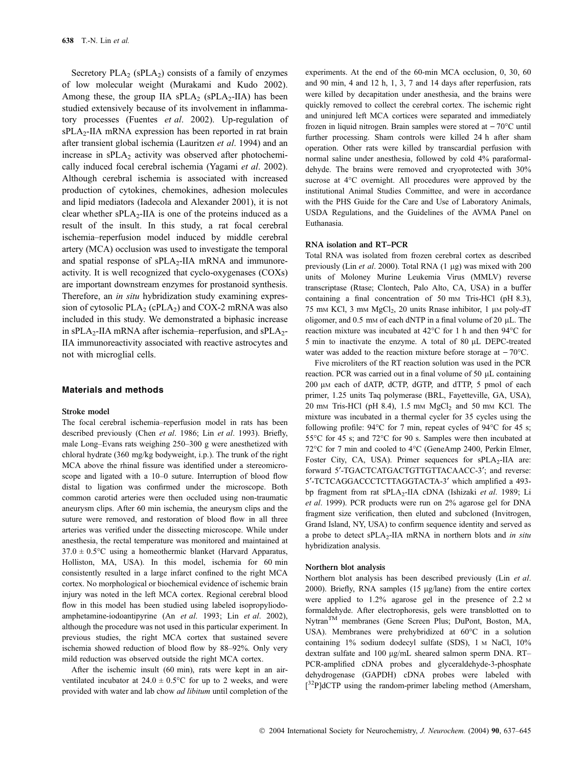Secretory $PLA_2$ ($sPLA_2$) consists of a family of enzymes of low molecular weight (Murakami and Kudo 2002). Among these, the group IIA $sPLA_2$ ($sPLA_2$-IIA) has been studied extensively because of its involvement in inflammatory processes (Fuentes *et al*. 2002). Up-regulation of $sPLA_2$-IIA mRNA expression has been reported in rat brain after transient global ischemia (Lauritzen *et al*. 1994) and an increase in $sPLA_2$ activity was observed after photochemically induced focal cerebral ischemia (Yagami *et al*. 2002). Although cerebral ischemia is associated with increased production of cytokines, chemokines, adhesion molecules and lipid mediators (Iadecola and Alexander 2001), it is not clear whether $sPLA_2$-IIA is one of the proteins induced as a result of the insult. In this study, a rat focal cerebral ischemia–reperfusion model induced by middle cerebral artery (MCA) occlusion was used to investigate the temporal and spatial response of $sPLA_2$-IIA mRNA and immunoreactivity. It is well recognized that cyclo-oxygenases (COXs) are important downstream enzymes for prostanoid synthesis. Therefore, an *in situ* hybridization study examining expression of cytosolic $PLA_2$ ($cPLA_2$) and COX-2 mRNA was also included in this study. We demonstrated a biphasic increase in $sPLA_2$-IIA mRNA after ischemia–reperfusion, and $sPLA_2$-IIA immunoreactivity associated with reactive astrocytes and not with microglial cells.

## Materials and methods

### Stroke model

The focal cerebral ischemia–reperfusion model in rats has been described previously (Chen *et al*. 1986; Lin *et al*. 1993). Briefly, male Long–Evans rats weighing 250–300 g were anesthetized with chloral hydrate (360 mg/kg bodyweight, i.p.). The trunk of the right MCA above the rhinal fissure was identified under a stereomicroscope and ligated with a 10–0 suture. Interruption of blood flow distal to ligation was confirmed under the microscope. Both common carotid arteries were then occluded using non-traumatic aneurysm clips. After 60 min ischemia, the aneurysm clips and the suture were removed, and restoration of blood flow in all three arteries was verified under the dissecting microscope. While under anesthesia, the rectal temperature was monitored and maintained at $37.0 \pm 0.5$°C using a homeothermic blanket (Harvard Apparatus, Holliston, MA, USA). In this model, ischemia for 60 min consistently resulted in a large infarct confined to the right MCA cortex. No morphological or biochemical evidence of ischemic brain injury was noted in the left MCA cortex. Regional cerebral blood flow in this model has been studied using labeled isopropyliodoamphetamine-iodoantipyrine (An *et al*. 1993; Lin *et al*. 2002), although the procedure was not used in this particular experiment. In previous studies, the right MCA cortex that sustained severe ischemia showed reduction of blood flow by 88–92%. Only very mild reduction was observed outside the right MCA cortex.

After the ischemic insult (60 min), rats were kept in an air-ventilated incubator at $24.0 \pm 0.5$°C for up to 2 weeks, and were provided with water and lab chow *ad libitum* until completion of the experiments. At the end of the 60-min MCA occlusion, 0, 30, 60 and 90 min, 4 and 12 h, 1, 3, 7 and 14 days after reperfusion, rats were killed by decapitation under anesthesia, and the brains were quickly removed to collect the cerebral cortex. The ischemic right and uninjured left MCA cortices were separated and immediately frozen in liquid nitrogen. Brain samples were stored at −70°C until further processing. Sham controls were killed 24 h after sham operation. Other rats were killed by transcardial perfusion with normal saline under anesthesia, followed by cold 4% paraformaldehyde. The brains were removed and cryoprotected with 30% sucrose at 4°C overnight. All procedures were approved by the institutional Animal Studies Committee, and were in accordance with the PHS Guide for the Care and Use of Laboratory Animals, USDA Regulations, and the Guidelines of the AVMA Panel on Euthanasia.

### RNA isolation and RT–PCR

Total RNA was isolated from frozen cerebral cortex as described previously (Lin *et al*. 2000). Total RNA (1 μg) was mixed with 200 units of Moloney Murine Leukemia Virus (MMLV) reverse transcriptase (Rtase; Clontech, Palo Alto, CA, USA) in a buffer containing a final concentration of 50 mM Tris-HCl (pH 8.3), 75 mM KCl, 3 mM $MgCl_2$, 20 units Rnase inhibitor, 1 μM poly-dT oligomer, and 0.5 mM of each dNTP in a final volume of 20 μL. The reaction mixture was incubated at 42°C for 1 h and then 94°C for 5 min to inactivate the enzyme. A total of 80 μL DEPC-treated water was added to the reaction mixture before storage at −70°C.

Five microliters of the RT reaction solution was used in the PCR reaction. PCR was carried out in a final volume of 50 μL containing 200 μM each of dATP, dCTP, dGTP, and dTTP, 5 pmol of each primer, 1.25 units Taq polymerase (BRL, Fayetteville, GA, USA), 20 mM Tris-HCl (pH 8.4), 1.5 mM $MgCl_2$ and 50 mM KCl. The mixture was incubated in a thermal cycler for 35 cycles using the following profile: 94°C for 7 min, repeat cycles of 94°C for 45 s; 55°C for 45 s; and 72°C for 90 s. Samples were then incubated at 72°C for 7 min and cooled to 4°C (GeneAmp 2400, Perkin Elmer, Foster City, CA, USA). Primer sequences for $sPLA_2$-IIA are: forward 5′-TGACTCATGACTGTTGTTACAACC-3′; and reverse: 5′-TCTCAGGACCCTCTTAGGTACTA-3′ which amplified a 493-bp fragment from rat $sPLA_2$-IIA cDNA (Ishizaki *et al*. 1989; Li *et al*. 1999). PCR products were run on 2% agarose gel for DNA fragment size verification, then eluted and subcloned (Invitrogen, Grand Island, NY, USA) to confirm sequence identity and served as a probe to detect $sPLA_2$-IIA mRNA in northern blots and *in situ* hybridization analysis.

### Northern blot analysis

Northern blot analysis has been described previously (Lin *et al*. 2000). Briefly, RNA samples (15 μg/lane) from the entire cortex were applied to 1.2% agarose gel in the presence of 2.2 M formaldehyde. After electrophoresis, gels were transblotted on to Nytran™ membranes (Gene Screen Plus; DuPont, Boston, MA, USA). Membranes were prehybridized at 60°C in a solution containing 1% sodium dodecyl sulfate (SDS), 1 M NaCl, 10% dextran sulfate and 100 μg/mL sheared salmon sperm DNA. RT–PCR-amplified cDNA probes and glyceraldehyde-3-phosphate dehydrogenase (GAPDH) cDNA probes were labeled with [$^{32}$P]dCTP using the random-primer labeling method (Amersham,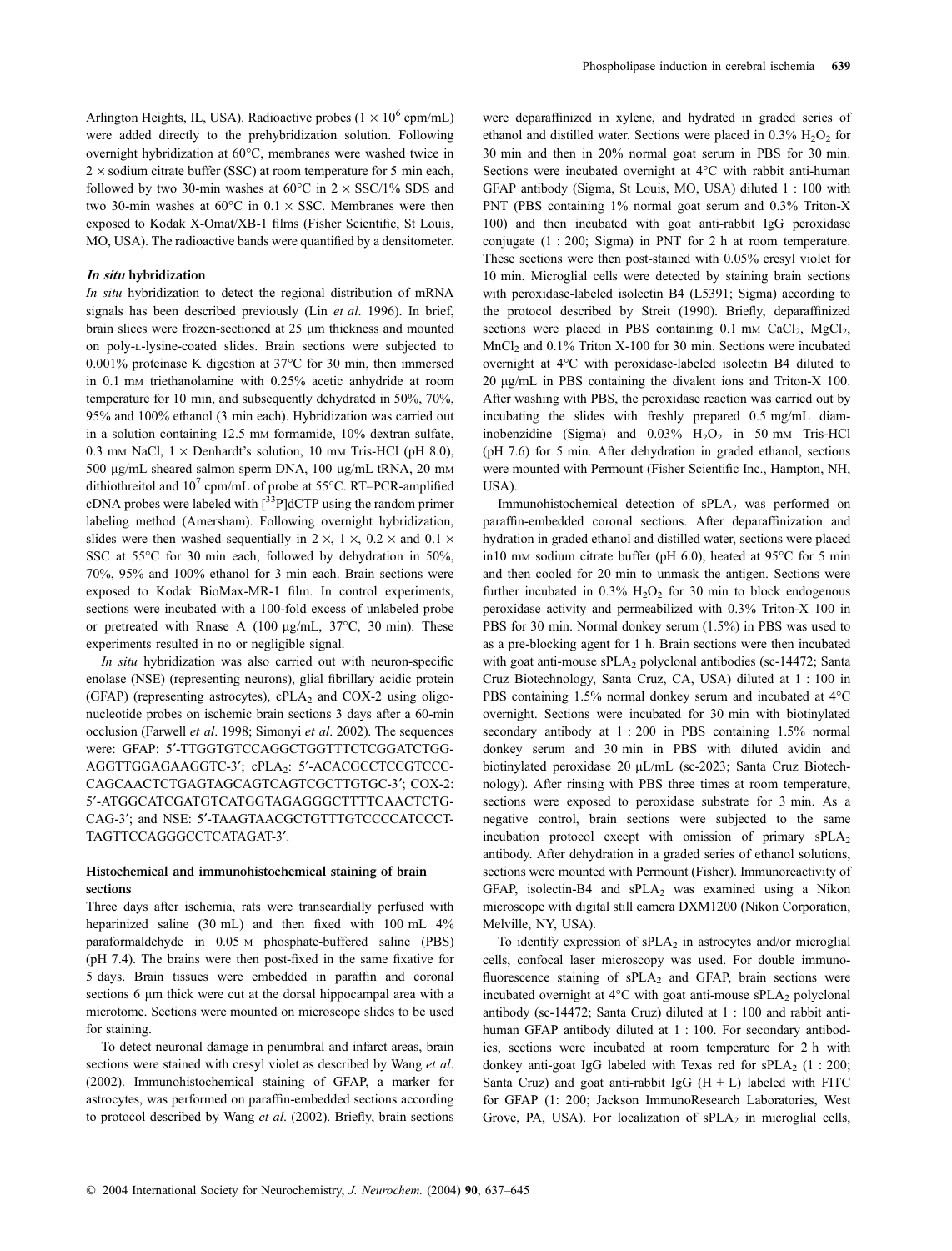Arlington Heights, IL, USA). Radioactive probes ($1 \times 10^6$ cpm/mL) were added directly to the prehybridization solution. Following overnight hybridization at 60°C, membranes were washed twice in $2 \times$ sodium citrate buffer (SSC) at room temperature for 5 min each, followed by two 30-min washes at 60°C in $2 \times$ SSC/1% SDS and two 30-min washes at 60°C in $0.1 \times$ SSC. Membranes were then exposed to Kodak X-Omat/XB-1 films (Fisher Scientific, St Louis, MO, USA). The radioactive bands were quantified by a densitometer.

### *In situ* hybridization

*In situ* hybridization to detect the regional distribution of mRNA signals has been described previously (Lin *et al*. 1996). In brief, brain slices were frozen-sectioned at 25 μm thickness and mounted on poly-L-lysine-coated slides. Brain sections were subjected to 0.001% proteinase K digestion at 37°C for 30 min, then immersed in 0.1 mM triethanolamine with 0.25% acetic anhydride at room temperature for 10 min, and subsequently dehydrated in 50%, 70%, 95% and 100% ethanol (3 min each). Hybridization was carried out in a solution containing 12.5 mM formamide, 10% dextran sulfate, 0.3 mM NaCl, $1 \times$ Denhardt's solution, 10 mM Tris-HCl (pH 8.0), 500 μg/mL sheared salmon sperm DNA, 100 μg/mL tRNA, 20 mM dithiothreitol and $10^7$ cpm/mL of probe at 55°C. RT–PCR-amplified cDNA probes were labeled with [$^{33}$P]dCTP using the random primer labeling method (Amersham). Following overnight hybridization, slides were then washed sequentially in $2 \times$, $1 \times$, $0.2 \times$ and $0.1 \times$ SSC at 55°C for 30 min each, followed by dehydration in 50%, 70%, 95% and 100% ethanol for 3 min each. Brain sections were exposed to Kodak BioMax-MR-1 film. In control experiments, sections were incubated with a 100-fold excess of unlabeled probe or pretreated with Rnase A (100 μg/mL, 37°C, 30 min). These experiments resulted in no or negligible signal.

*In situ* hybridization was also carried out with neuron-specific enolase (NSE) (representing neurons), glial fibrillary acidic protein (GFAP) (representing astrocytes), $cPLA_2$ and COX-2 using oligonucleotide probes on ischemic brain sections 3 days after a 60-min occlusion (Farwell *et al*. 1998; Simonyi *et al*. 2002). The sequences were: GFAP: 5′-TTGGTGTCCAGGCTGGTTTCTCGGATCTGGAGGTTGGAGAAGGTC-3′; $cPLA_2$: 5′-ACACGCCTCCGTCCCCAGCAACTCTGAGTAGCAGTCAGTCGCTTGTGC-3′; COX-2: 5′-ATGGCATCGATGTCATGGTAGAGGGCTTTTCAACTCTGCAG-3′; and NSE: 5′-TAAGTAACGCTGTTTGTCCCCATCCCTTAGTTCCAGGGCCTCATAGAT-3′.

### Histochemical and immunohistochemical staining of brain sections

Three days after ischemia, rats were transcardially perfused with heparinized saline (30 mL) and then fixed with 100 mL 4% paraformaldehyde in 0.05 M phosphate-buffered saline (PBS) (pH 7.4). The brains were then post-fixed in the same fixative for 5 days. Brain tissues were embedded in paraffin and coronal sections 6 μm thick were cut at the dorsal hippocampal area with a microtome. Sections were mounted on microscope slides to be used for staining.

To detect neuronal damage in penumbral and infarct areas, brain sections were stained with cresyl violet as described by Wang *et al*. (2002). Immunohistochemical staining of GFAP, a marker for astrocytes, was performed on paraffin-embedded sections according to protocol described by Wang *et al*. (2002). Briefly, brain sections were deparaffinized in xylene, and hydrated in graded series of ethanol and distilled water. Sections were placed in 0.3% $H_2O_2$ for 30 min and then in 20% normal goat serum in PBS for 30 min. Sections were incubated overnight at 4°C with rabbit anti-human GFAP antibody (Sigma, St Louis, MO, USA) diluted 1 : 100 with PNT (PBS containing 1% normal goat serum and 0.3% Triton-X 100) and then incubated with goat anti-rabbit IgG peroxidase conjugate (1 : 200; Sigma) in PNT for 2 h at room temperature. These sections were then post-stained with 0.05% cresyl violet for 10 min. Microglial cells were detected by staining brain sections with peroxidase-labeled isolectin B4 (L5391; Sigma) according to the protocol described by Streit (1990). Briefly, deparaffinized sections were placed in PBS containing 0.1 mM $CaCl_2$, $MgCl_2$, $MnCl_2$ and 0.1% Triton X-100 for 30 min. Sections were incubated overnight at 4°C with peroxidase-labeled isolectin B4 diluted to 20 μg/mL in PBS containing the divalent ions and Triton-X 100. After washing with PBS, the peroxidase reaction was carried out by incubating the slides with freshly prepared 0.5 mg/mL diaminobenzidine (Sigma) and 0.03% $H_2O_2$ in 50 mM Tris-HCl (pH 7.6) for 5 min. After dehydration in graded ethanol, sections were mounted with Permount (Fisher Scientific Inc., Hampton, NH, USA).

Immunohistochemical detection of $sPLA_2$ was performed on paraffin-embedded coronal sections. After deparaffinization and hydration in graded ethanol and distilled water, sections were placed in10 mM sodium citrate buffer (pH 6.0), heated at 95°C for 5 min and then cooled for 20 min to unmask the antigen. Sections were further incubated in 0.3% $H_2O_2$ for 30 min to block endogenous peroxidase activity and permeabilized with 0.3% Triton-X 100 in PBS for 30 min. Normal donkey serum (1.5%) in PBS was used to as a pre-blocking agent for 1 h. Brain sections were then incubated with goat anti-mouse $sPLA_2$ polyclonal antibodies (sc-14472; Santa Cruz Biotechnology, Santa Cruz, CA, USA) diluted at 1 : 100 in PBS containing 1.5% normal donkey serum and incubated at 4°C overnight. Sections were incubated for 30 min with biotinylated secondary antibody at 1 : 200 in PBS containing 1.5% normal donkey serum and 30 min in PBS with diluted avidin and biotinylated peroxidase 20 μL/mL (sc-2023; Santa Cruz Biotechnology). After rinsing with PBS three times at room temperature, sections were exposed to peroxidase substrate for 3 min. As a negative control, brain sections were subjected to the same incubation protocol except with omission of primary $sPLA_2$ antibody. After dehydration in a graded series of ethanol solutions, sections were mounted with Permount (Fisher). Immunoreactivity of GFAP, isolectin-B4 and $sPLA_2$ was examined using a Nikon microscope with digital still camera DXM1200 (Nikon Corporation, Melville, NY, USA).

To identify expression of $sPLA_2$ in astrocytes and/or microglial cells, confocal laser microscopy was used. For double immunofluorescence staining of $sPLA_2$ and GFAP, brain sections were incubated overnight at 4°C with goat anti-mouse $sPLA_2$ polyclonal antibody (sc-14472; Santa Cruz) diluted at 1 : 100 and rabbit anti-human GFAP antibody diluted at 1 : 100. For secondary antibodies, sections were incubated at room temperature for 2 h with donkey anti-goat IgG labeled with Texas red for $sPLA_2$ (1 : 200; Santa Cruz) and goat anti-rabbit IgG (H + L) labeled with FITC for GFAP (1: 200; Jackson ImmunoResearch Laboratories, West Grove, PA, USA). For localization of $sPLA_2$ in microglial cells,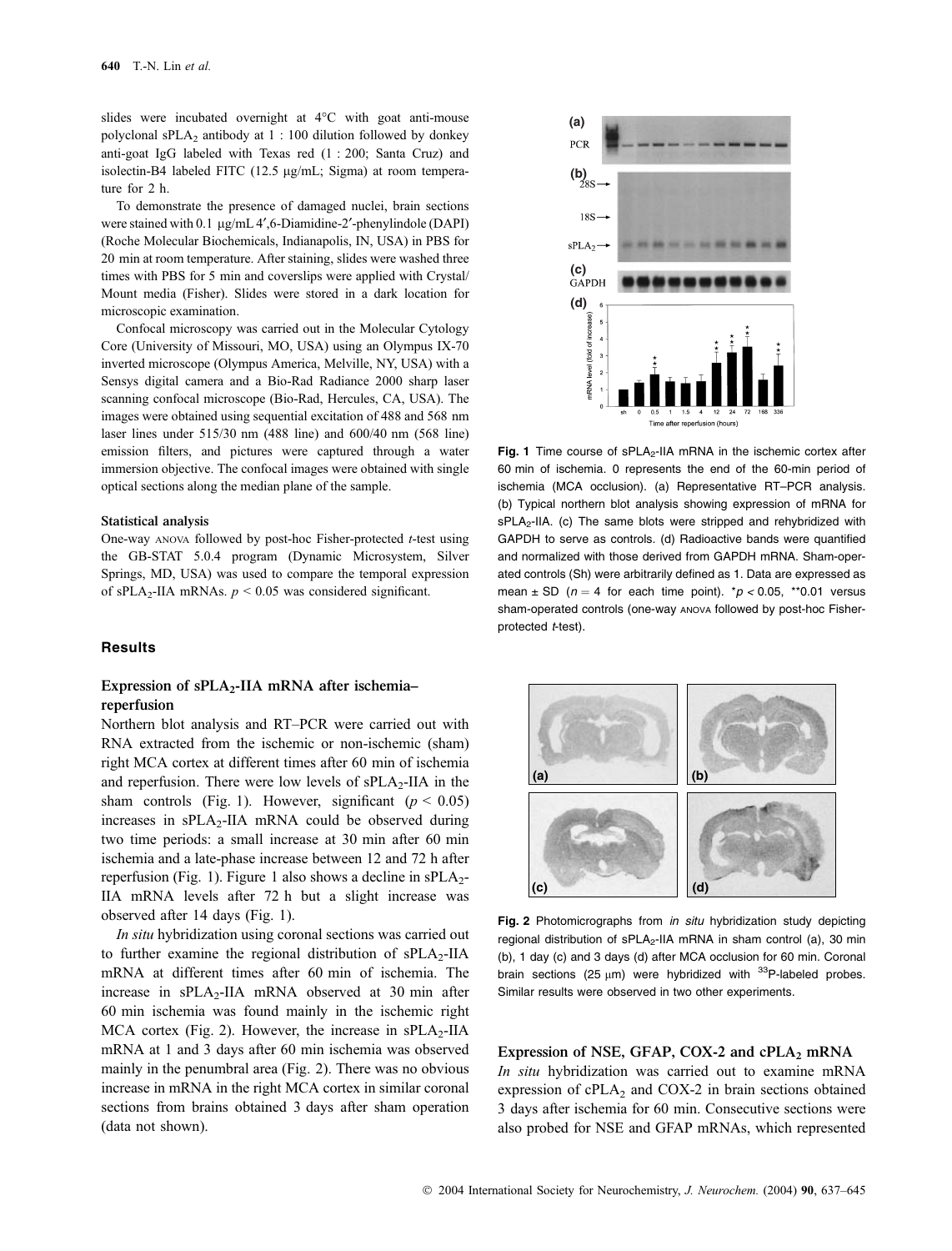slides were incubated overnight at 4°C with goat anti-mouse polyclonal $sPLA_2$ antibody at 1 : 100 dilution followed by donkey anti-goat IgG labeled with Texas red (1 : 200; Santa Cruz) and isolectin-B4 labeled FITC (12.5 μg/mL; Sigma) at room temperature for 2 h.

To demonstrate the presence of damaged nuclei, brain sections were stained with 0.1 μg/mL 4′,6-Diamidine-2′-phenylindole (DAPI) (Roche Molecular Biochemicals, Indianapolis, IN, USA) in PBS for 20 min at room temperature. After staining, slides were washed three times with PBS for 5 min and coverslips were applied with Crystal/Mount media (Fisher). Slides were stored in a dark location for microscopic examination.

Confocal microscopy was carried out in the Molecular Cytology Core (University of Missouri, MO, USA) using an Olympus IX-70 inverted microscope (Olympus America, Melville, NY, USA) with a Sensys digital camera and a Bio-Rad Radiance 2000 sharp laser scanning confocal microscope (Bio-Rad, Hercules, CA, USA). The images were obtained using sequential excitation of 488 and 568 nm laser lines under 515/30 nm (488 line) and 600/40 nm (568 line) emission filters, and pictures were captured through a water immersion objective. The confocal images were obtained with single optical sections along the median plane of the sample.

### Statistical analysis

One-way ANOVA followed by post-hoc Fisher-protected *t*-test using the GB-STAT 5.0.4 program (Dynamic Microsystem, Silver Springs, MD, USA) was used to compare the temporal expression of $sPLA_2$-IIA mRNAs. $p < 0.05$ was considered significant.

## Results

### Expression of $sPLA_2$-IIA mRNA after ischemia–reperfusion

Northern blot analysis and RT–PCR were carried out with RNA extracted from the ischemic or non-ischemic (sham) right MCA cortex at different times after 60 min of ischemia and reperfusion. There were low levels of $sPLA_2$-IIA in the sham controls (Fig. 1). However, significant ($p < 0.05$) increases in $sPLA_2$-IIA mRNA could be observed during two time periods: a small increase at 30 min after 60 min ischemia and a late-phase increase between 12 and 72 h after reperfusion (Fig. 1). Figure 1 also shows a decline in $sPLA_2$-IIA mRNA levels after 72 h but a slight increase was observed after 14 days (Fig. 1).

*In situ* hybridization using coronal sections was carried out to further examine the regional distribution of $sPLA_2$-IIA mRNA at different times after 60 min of ischemia. The increase in $sPLA_2$-IIA mRNA observed at 30 min after 60 min ischemia was found mainly in the ischemic right MCA cortex (Fig. 2). However, the increase in $sPLA_2$-IIA mRNA at 1 and 3 days after 60 min ischemia was observed mainly in the penumbral area (Fig. 2). There was no obvious increase in mRNA in the right MCA cortex in similar coronal sections from brains obtained 3 days after sham operation (data not shown).

**Fig. 1** Time course of $sPLA_2$-IIA mRNA in the ischemic cortex after 60 min of ischemia. 0 represents the end of the 60-min period of ischemia (MCA occlusion). (a) Representative RT–PCR analysis. (b) Typical northern blot analysis showing expression of mRNA for $sPLA_2$-IIA. (c) The same blots were stripped and rehybridized with GAPDH to serve as controls. (d) Radioactive bands were quantified and normalized with those derived from GAPDH mRNA. Sham-operated controls (Sh) were arbitrarily defined as 1. Data are expressed as mean ± SD ($n = 4$ for each time point). $^{*}p < 0.05$, $^{**}0.01$ versus sham-operated controls (one-way ANOVA followed by post-hoc Fisher-protected *t*-test).

**Fig. 2** Photomicrographs from *in situ* hybridization study depicting regional distribution of $sPLA_2$-IIA mRNA in sham control (a), 30 min (b), 1 day (c) and 3 days (d) after MCA occlusion for 60 min. Coronal brain sections (25 μm) were hybridized with $^{33}P$-labeled probes. Similar results were observed in two other experiments.

### Expression of NSE, GFAP, COX-2 and $cPLA_2$ mRNA

*In situ* hybridization was carried out to examine mRNA expression of $cPLA_2$ and COX-2 in brain sections obtained 3 days after ischemia for 60 min. Consecutive sections were also probed for NSE and GFAP mRNAs, which represented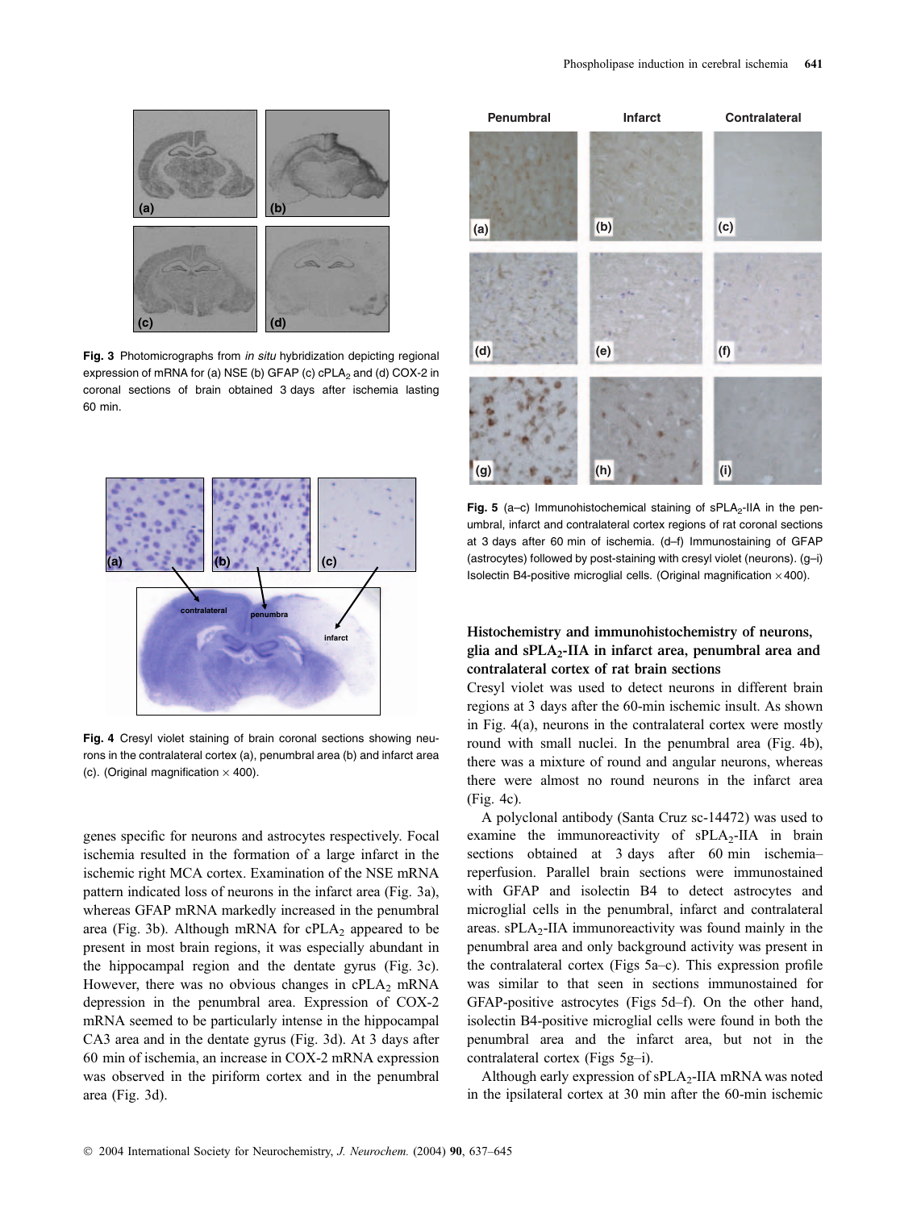Fig. 3 Photomicrographs from *in situ* hybridization depicting regional expression of mRNA for (a) NSE (b) GFAP (c) $cPLA_2$ and (d) COX-2 in coronal sections of brain obtained 3 days after ischemia lasting 60 min.

Fig. 4 Cresyl violet staining of brain coronal sections showing neurons in the contralateral cortex (a), penumbral area (b) and infarct area (c). (Original magnification × 400).

genes specific for neurons and astrocytes respectively. Focal ischemia resulted in the formation of a large infarct in the ischemic right MCA cortex. Examination of the NSE mRNA pattern indicated loss of neurons in the infarct area (Fig. 3a), whereas GFAP mRNA markedly increased in the penumbral area (Fig. 3b). Although mRNA for $cPLA_2$ appeared to be present in most brain regions, it was especially abundant in the hippocampal region and the dentate gyrus (Fig. 3c). However, there was no obvious changes in $cPLA_2$ mRNA depression in the penumbral area. Expression of COX-2 mRNA seemed to be particularly intense in the hippocampal CA3 area and in the dentate gyrus (Fig. 3d). At 3 days after 60 min of ischemia, an increase in COX-2 mRNA expression was observed in the piriform cortex and in the penumbral area (Fig. 3d).

Fig. 5 (a–c) Immunohistochemical staining of $sPLA_2$-IIA in the penumbral, infarct and contralateral cortex regions of rat coronal sections at 3 days after 60 min of ischemia. (d–f) Immunostaining of GFAP (astrocytes) followed by post-staining with cresyl violet (neurons). (g–i) Isolectin B4-positive microglial cells. (Original magnification × 400).

### Histochemistry and immunohistochemistry of neurons, glia and $sPLA_2$-IIA in infarct area, penumbral area and contralateral cortex of rat brain sections

Cresyl violet was used to detect neurons in different brain regions at 3 days after the 60-min ischemic insult. As shown in Fig. 4(a), neurons in the contralateral cortex were mostly round with small nuclei. In the penumbral area (Fig. 4b), there was a mixture of round and angular neurons, whereas there were almost no round neurons in the infarct area (Fig. 4c).

A polyclonal antibody (Santa Cruz sc-14472) was used to examine the immunoreactivity of $sPLA_2$-IIA in brain sections obtained at 3 days after 60 min ischemia–reperfusion. Parallel brain sections were immunostained with GFAP and isolectin B4 to detect astrocytes and microglial cells in the penumbral, infarct and contralateral areas. $sPLA_2$-IIA immunoreactivity was found mainly in the penumbral area and only background activity was present in the contralateral cortex (Figs 5a–c). This expression profile was similar to that seen in sections immunostained for GFAP-positive astrocytes (Figs 5d–f). On the other hand, isolectin B4-positive microglial cells were found in both the penumbral area and the infarct area, but not in the contralateral cortex (Figs 5g–i).

Although early expression of $sPLA_2$-IIA mRNA was noted in the ipsilateral cortex at 30 min after the 60-min ischemic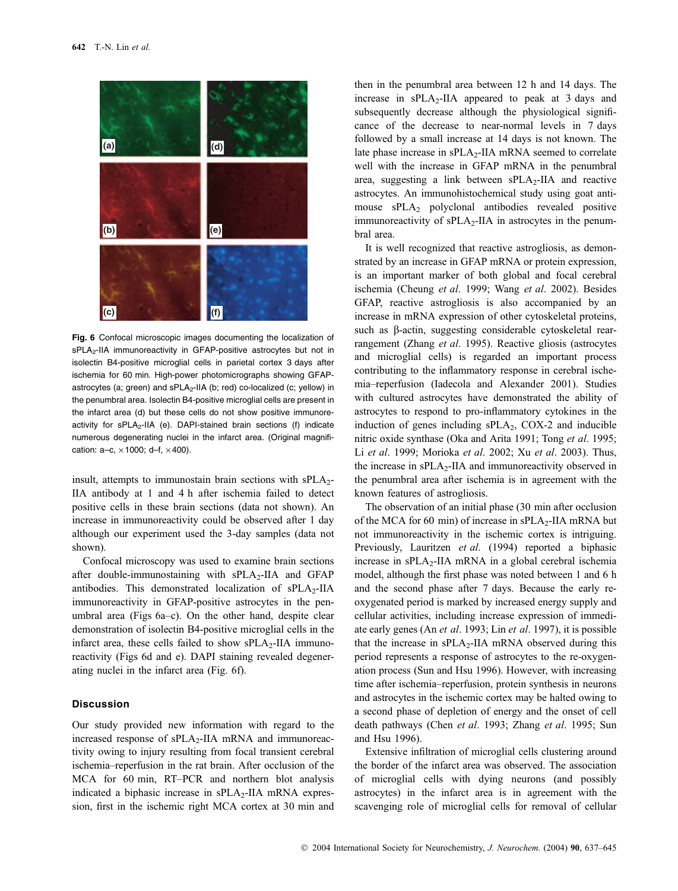**Fig. 6** Confocal microscopic images documenting the localization of sPLA$_2$-IIA immunoreactivity in GFAP-positive astrocytes but not in isolectin B4-positive microglial cells in parietal cortex 3 days after ischemia for 60 min. High-power photomicrographs showing GFAP-astrocytes (a; green) and sPLA$_2$-IIA (b; red) co-localized (c; yellow) in the penumbral area. Isolectin B4-positive microglial cells are present in the infarct area (d) but these cells do not show positive immunoreactivity for sPLA$_2$-IIA (e). DAPI-stained brain sections (f) indicate numerous degenerating nuclei in the infarct area. (Original magnification: a–c, ×1000; d–f, ×400).

insult, attempts to immunostain brain sections with sPLA$_2$-IIA antibody at 1 and 4 h after ischemia failed to detect positive cells in these brain sections (data not shown). An increase in immunoreactivity could be observed after 1 day although our experiment used the 3-day samples (data not shown).

Confocal microscopy was used to examine brain sections after double-immunostaining with sPLA$_2$-IIA and GFAP antibodies. This demonstrated localization of sPLA$_2$-IIA immunoreactivity in GFAP-positive astrocytes in the penumbral area (Figs 6a–c). On the other hand, despite clear demonstration of isolectin B4-positive microglial cells in the infarct area, these cells failed to show sPLA$_2$-IIA immunoreactivity (Figs 6d and e). DAPI staining revealed degenerating nuclei in the infarct area (Fig. 6f).

## Discussion

Our study provided new information with regard to the increased response of sPLA$_2$-IIA mRNA and immunoreactivity owing to injury resulting from focal transient cerebral ischemia–reperfusion in the rat brain. After occlusion of the MCA for 60 min, RT–PCR and northern blot analysis indicated a biphasic increase in sPLA$_2$-IIA mRNA expression, first in the ischemic right MCA cortex at 30 min and then in the penumbral area between 12 h and 14 days. The increase in sPLA$_2$-IIA appeared to peak at 3 days and subsequently decrease although the physiological significance of the decrease to near-normal levels in 7 days followed by a small increase at 14 days is not known. The late phase increase in sPLA$_2$-IIA mRNA seemed to correlate well with the increase in GFAP mRNA in the penumbral area, suggesting a link between sPLA$_2$-IIA and reactive astrocytes. An immunohistochemical study using goat anti-mouse sPLA$_2$ polyclonal antibodies revealed positive immunoreactivity of sPLA$_2$-IIA in astrocytes in the penumbral area.

It is well recognized that reactive astrogliosis, as demonstrated by an increase in GFAP mRNA or protein expression, is an important marker of both global and focal cerebral ischemia (Cheung *et al*. 1999; Wang *et al*. 2002). Besides GFAP, reactive astrogliosis is also accompanied by an increase in mRNA expression of other cytoskeletal proteins, such as β-actin, suggesting considerable cytoskeletal rearrangement (Zhang *et al*. 1995). Reactive gliosis (astrocytes and microglial cells) is regarded an important process contributing to the inflammatory response in cerebral ischemia–reperfusion (Iadecola and Alexander 2001). Studies with cultured astrocytes have demonstrated the ability of astrocytes to respond to pro-inflammatory cytokines in the induction of genes including sPLA$_2$, COX-2 and inducible nitric oxide synthase (Oka and Arita 1991; Tong *et al*. 1995; Li *et al*. 1999; Morioka *et al*. 2002; Xu *et al*. 2003). Thus, the increase in sPLA$_2$-IIA and immunoreactivity observed in the penumbral area after ischemia is in agreement with the known features of astrogliosis.

The observation of an initial phase (30 min after occlusion of the MCA for 60 min) of increase in sPLA$_2$-IIA mRNA but not immunoreactivity in the ischemic cortex is intriguing. Previously, Lauritzen *et al.* (1994) reported a biphasic increase in sPLA$_2$-IIA mRNA in a global cerebral ischemia model, although the first phase was noted between 1 and 6 h and the second phase after 7 days. Because the early reoxygenated period is marked by increased energy supply and cellular activities, including increase expression of immediate early genes (An *et al*. 1993; Lin *et al*. 1997), it is possible that the increase in sPLA$_2$-IIA mRNA observed during this period represents a response of astrocytes to the re-oxygenation process (Sun and Hsu 1996). However, with increasing time after ischemia–reperfusion, protein synthesis in neurons and astrocytes in the ischemic cortex may be halted owing to a second phase of depletion of energy and the onset of cell death pathways (Chen *et al*. 1993; Zhang *et al*. 1995; Sun and Hsu 1996).

Extensive infiltration of microglial cells clustering around the border of the infarct area was observed. The association of microglial cells with dying neurons (and possibly astrocytes) in the infarct area is in agreement with the scavenging role of microglial cells for removal of cellular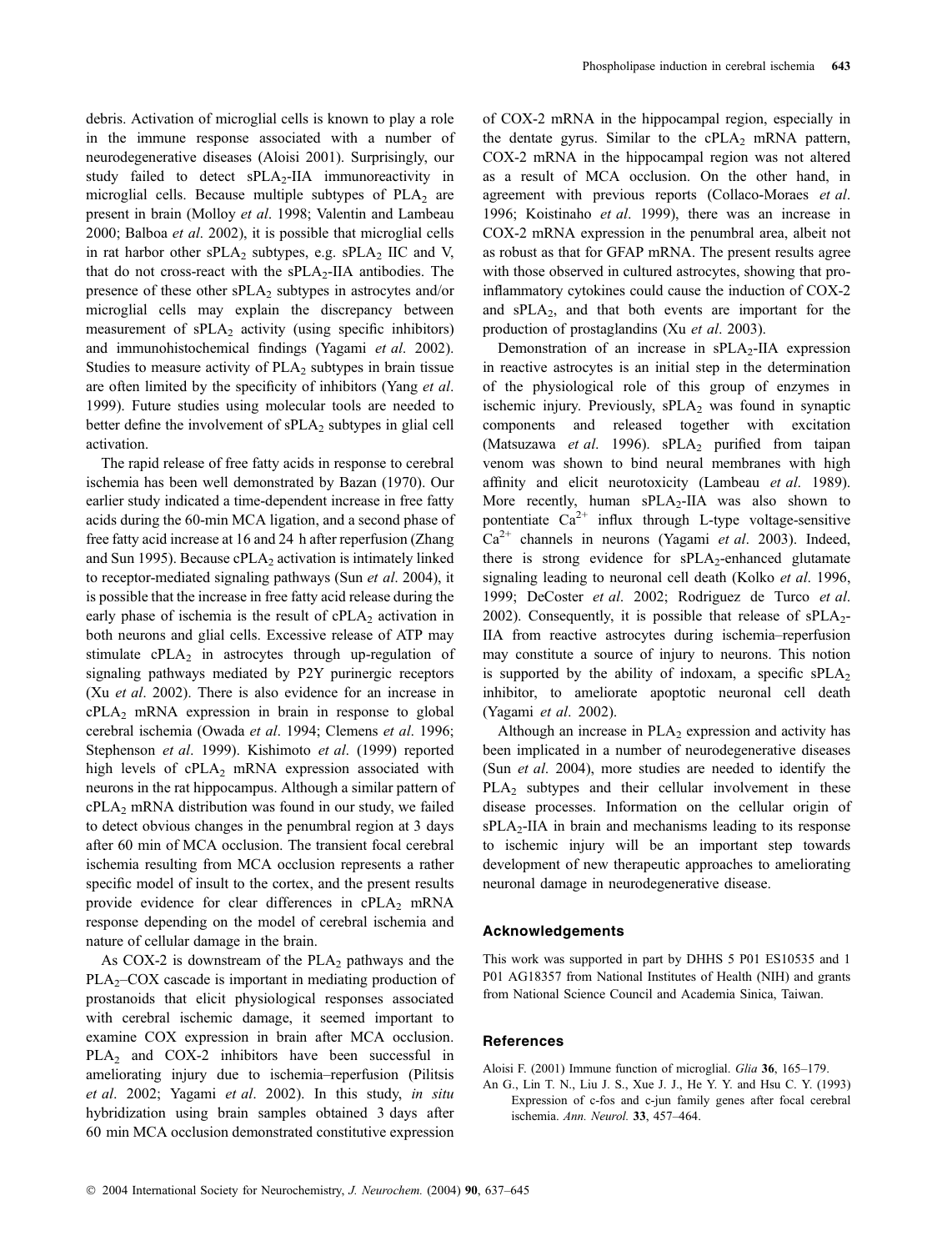debris. Activation of microglial cells is known to play a role in the immune response associated with a number of neurodegenerative diseases (Aloisi 2001). Surprisingly, our study failed to detect $sPLA_2$-IIA immunoreactivity in microglial cells. Because multiple subtypes of $PLA_2$ are present in brain (Molloy *et al*. 1998; Valentin and Lambeau 2000; Balboa *et al*. 2002), it is possible that microglial cells in rat harbor other $sPLA_2$ subtypes, e.g. $sPLA_2$ IIC and V, that do not cross-react with the $sPLA_2$-IIA antibodies. The presence of these other $sPLA_2$ subtypes in astrocytes and/or microglial cells may explain the discrepancy between measurement of $sPLA_2$ activity (using specific inhibitors) and immunohistochemical findings (Yagami *et al*. 2002). Studies to measure activity of $PLA_2$ subtypes in brain tissue are often limited by the specificity of inhibitors (Yang *et al*. 1999). Future studies using molecular tools are needed to better define the involvement of $sPLA_2$ subtypes in glial cell activation.

The rapid release of free fatty acids in response to cerebral ischemia has been well demonstrated by Bazan (1970). Our earlier study indicated a time-dependent increase in free fatty acids during the 60-min MCA ligation, and a second phase of free fatty acid increase at 16 and 24 h after reperfusion (Zhang and Sun 1995). Because $cPLA_2$ activation is intimately linked to receptor-mediated signaling pathways (Sun *et al*. 2004), it is possible that the increase in free fatty acid release during the early phase of ischemia is the result of $cPLA_2$ activation in both neurons and glial cells. Excessive release of ATP may stimulate $cPLA_2$ in astrocytes through up-regulation of signaling pathways mediated by P2Y purinergic receptors (Xu *et al*. 2002). There is also evidence for an increase in $cPLA_2$ mRNA expression in brain in response to global cerebral ischemia (Owada *et al*. 1994; Clemens *et al*. 1996; Stephenson *et al*. 1999). Kishimoto *et al*. (1999) reported high levels of $cPLA_2$ mRNA expression associated with neurons in the rat hippocampus. Although a similar pattern of $cPLA_2$ mRNA distribution was found in our study, we failed to detect obvious changes in the penumbral region at 3 days after 60 min of MCA occlusion. The transient focal cerebral ischemia resulting from MCA occlusion represents a rather specific model of insult to the cortex, and the present results provide evidence for clear differences in $cPLA_2$ mRNA response depending on the model of cerebral ischemia and nature of cellular damage in the brain.

As COX-2 is downstream of the $PLA_2$ pathways and the $PLA_2$–COX cascade is important in mediating production of prostanoids that elicit physiological responses associated with cerebral ischemic damage, it seemed important to examine COX expression in brain after MCA occlusion. $PLA_2$ and COX-2 inhibitors have been successful in ameliorating injury due to ischemia–reperfusion (Pilitsis *et al*. 2002; Yagami *et al*. 2002). In this study, *in situ* hybridization using brain samples obtained 3 days after 60 min MCA occlusion demonstrated constitutive expression of COX-2 mRNA in the hippocampal region, especially in the dentate gyrus. Similar to the $cPLA_2$ mRNA pattern, COX-2 mRNA in the hippocampal region was not altered as a result of MCA occlusion. On the other hand, in agreement with previous reports (Collaco-Moraes *et al*. 1996; Koistinaho *et al*. 1999), there was an increase in COX-2 mRNA expression in the penumbral area, albeit not as robust as that for GFAP mRNA. The present results agree with those observed in cultured astrocytes, showing that pro-inflammatory cytokines could cause the induction of COX-2 and $sPLA_2$, and that both events are important for the production of prostaglandins (Xu *et al*. 2003).

Demonstration of an increase in $sPLA_2$-IIA expression in reactive astrocytes is an initial step in the determination of the physiological role of this group of enzymes in ischemic injury. Previously, $sPLA_2$ was found in synaptic components and released together with excitation (Matsuzawa *et al*. 1996). $sPLA_2$ purified from taipan venom was shown to bind neural membranes with high affinity and elicit neurotoxicity (Lambeau *et al*. 1989). More recently, human $sPLA_2$-IIA was also shown to pontentiate $Ca^{2+}$ influx through L-type voltage-sensitive $Ca^{2+}$ channels in neurons (Yagami *et al*. 2003). Indeed, there is strong evidence for $sPLA_2$-enhanced glutamate signaling leading to neuronal cell death (Kolko *et al*. 1996, 1999; DeCoster *et al*. 2002; Rodriguez de Turco *et al*. 2002). Consequently, it is possible that release of $sPLA_2$-IIA from reactive astrocytes during ischemia–reperfusion may constitute a source of injury to neurons. This notion is supported by the ability of indoxam, a specific $sPLA_2$ inhibitor, to ameliorate apoptotic neuronal cell death (Yagami *et al*. 2002).

Although an increase in $PLA_2$ expression and activity has been implicated in a number of neurodegenerative diseases (Sun *et al*. 2004), more studies are needed to identify the $PLA_2$ subtypes and their cellular involvement in these disease processes. Information on the cellular origin of $sPLA_2$-IIA in brain and mechanisms leading to its response to ischemic injury will be an important step towards development of new therapeutic approaches to ameliorating neuronal damage in neurodegenerative disease.

## Acknowledgements

This work was supported in part by DHHS 5 P01 ES10535 and 1 P01 AG18357 from National Institutes of Health (NIH) and grants from National Science Council and Academia Sinica, Taiwan.

## References

Aloisi F. (2001) Immune function of microglial. *Glia* **36**, 165–179.

An G., Lin T. N., Liu J. S., Xue J. J., He Y. Y. and Hsu C. Y. (1993) Expression of c-fos and c-jun family genes after focal cerebral ischemia. *Ann. Neurol.* **33**, 457–464.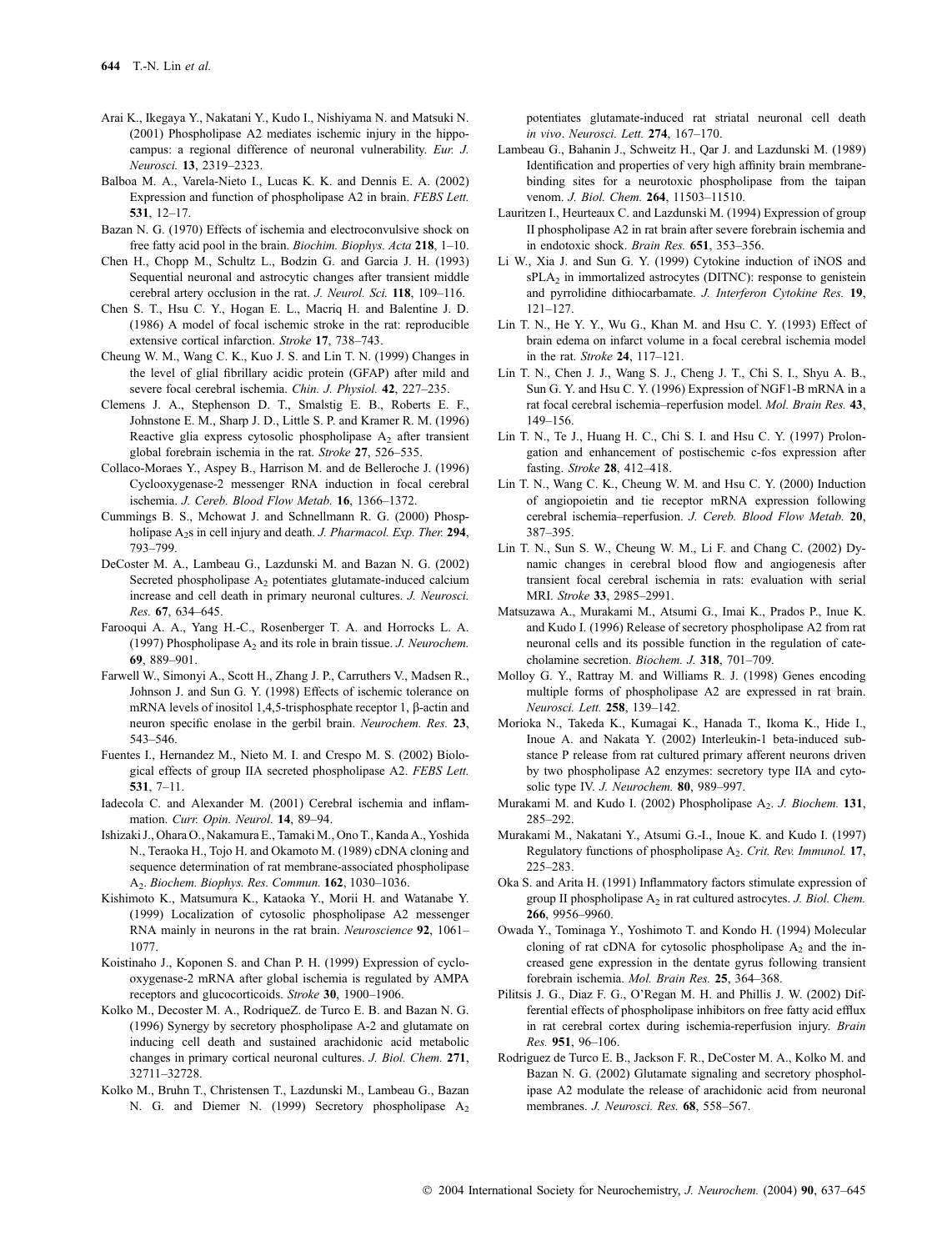Arai K., Ikegaya Y., Nakatani Y., Kudo I., Nishiyama N. and Matsuki N. (2001) Phospholipase A2 mediates ischemic injury in the hippocampus: a regional difference of neuronal vulnerability. *Eur. J. Neurosci.* **13**, 2319–2323.

Balboa M. A., Varela-Nieto I., Lucas K. K. and Dennis E. A. (2002) Expression and function of phospholipase A2 in brain. *FEBS Lett.* **531**, 12–17.

Bazan N. G. (1970) Effects of ischemia and electroconvulsive shock on free fatty acid pool in the brain. *Biochim. Biophys. Acta* **218**, 1–10.

Chen H., Chopp M., Schultz L., Bodzin G. and Garcia J. H. (1993) Sequential neuronal and astrocytic changes after transient middle cerebral artery occlusion in the rat. *J. Neurol. Sci.* **118**, 109–116.

Chen S. T., Hsu C. Y., Hogan E. L., Macriq H. and Balentine J. D. (1986) A model of focal ischemic stroke in the rat: reproducible extensive cortical infarction. *Stroke* **17**, 738–743.

Cheung W. M., Wang C. K., Kuo J. S. and Lin T. N. (1999) Changes in the level of glial fibrillary acidic protein (GFAP) after mild and severe focal cerebral ischemia. *Chin. J. Physiol.* **42**, 227–235.

Clemens J. A., Stephenson D. T., Smalstig E. B., Roberts E. F., Johnstone E. M., Sharp J. D., Little S. P. and Kramer R. M. (1996) Reactive glia express cytosolic phospholipase $A_2$ after transient global forebrain ischemia in the rat. *Stroke* **27**, 526–535.

Collaco-Moraes Y., Aspey B., Harrison M. and de Belleroche J. (1996) Cyclooxygenase-2 messenger RNA induction in focal cerebral ischemia. *J. Cereb. Blood Flow Metab.* **16**, 1366–1372.

Cummings B. S., Mchowat J. and Schnellmann R. G. (2000) Phospholipase $A_2$s in cell injury and death. *J. Pharmacol. Exp. Ther.* **294**, 793–799.

DeCoster M. A., Lambeau G., Lazdunski M. and Bazan N. G. (2002) Secreted phospholipase $A_2$ potentiates glutamate-induced calcium increase and cell death in primary neuronal cultures. *J. Neurosci. Res.* **67**, 634–645.

Farooqui A. A., Yang H.-C., Rosenberger T. A. and Horrocks L. A. (1997) Phospholipase $A_2$ and its role in brain tissue. *J. Neurochem.* **69**, 889–901.

Farwell W., Simonyi A., Scott H., Zhang J. P., Carruthers V., Madsen R., Johnson J. and Sun G. Y. (1998) Effects of ischemic tolerance on mRNA levels of inositol 1,4,5-trisphosphate receptor 1, β-actin and neuron specific enolase in the gerbil brain. *Neurochem. Res.* **23**, 543–546.

Fuentes I., Hernandez M., Nieto M. I. and Crespo M. S. (2002) Biological effects of group IIA secreted phospholipase A2. *FEBS Lett.* **531**, 7–11.

Iadecola C. and Alexander M. (2001) Cerebral ischemia and inflammation. *Curr. Opin. Neurol.* **14**, 89–94.

Ishizaki J., Ohara O., Nakamura E., Tamaki M., Ono T., Kanda A., Yoshida N., Teraoka H., Tojo H. and Okamoto M. (1989) cDNA cloning and sequence determination of rat membrane-associated phospholipase $A_2$. *Biochem. Biophys. Res. Commun.* **162**, 1030–1036.

Kishimoto K., Matsumura K., Kataoka Y., Morii H. and Watanabe Y. (1999) Localization of cytosolic phospholipase A2 messenger RNA mainly in neurons in the rat brain. *Neuroscience* **92**, 1061–1077.

Koistinaho J., Koponen S. and Chan P. H. (1999) Expression of cyclooxygenase-2 mRNA after global ischemia is regulated by AMPA receptors and glucocorticoids. *Stroke* **30**, 1900–1906.

Kolko M., Decoster M. A., RodriqueZ. de Turco E. B. and Bazan N. G. (1996) Synergy by secretory phospholipase A-2 and glutamate on inducing cell death and sustained arachidonic acid metabolic changes in primary cortical neuronal cultures. *J. Biol. Chem.* **271**, 32711–32728.

Kolko M., Bruhn T., Christensen T., Lazdunski M., Lambeau G., Bazan N. G. and Diemer N. (1999) Secretory phospholipase $A_2$ potentiates glutamate-induced rat striatal neuronal cell death *in vivo*. *Neurosci. Lett.* **274**, 167–170.

Lambeau G., Bahanin J., Schweitz H., Qar J. and Lazdunski M. (1989) Identification and properties of very high affinity brain membrane-binding sites for a neurotoxic phospholipase from the taipan venom. *J. Biol. Chem.* **264**, 11503–11510.

Lauritzen I., Heurteaux C. and Lazdunski M. (1994) Expression of group II phospholipase A2 in rat brain after severe forebrain ischemia and in endotoxic shock. *Brain Res.* **651**, 353–356.

Li W., Xia J. and Sun G. Y. (1999) Cytokine induction of iNOS and $sPLA_2$ in immortalized astrocytes (DITNC): response to genistein and pyrrolidine dithiocarbamate. *J. Interferon Cytokine Res.* **19**, 121–127.

Lin T. N., He Y. Y., Wu G., Khan M. and Hsu C. Y. (1993) Effect of brain edema on infarct volume in a focal cerebral ischemia model in the rat. *Stroke* **24**, 117–121.

Lin T. N., Chen J. J., Wang S. J., Cheng J. T., Chi S. I., Shyu A. B., Sun G. Y. and Hsu C. Y. (1996) Expression of NGF1-B mRNA in a rat focal cerebral ischemia–reperfusion model. *Mol. Brain Res.* **43**, 149–156.

Lin T. N., Te J., Huang H. C., Chi S. I. and Hsu C. Y. (1997) Prolongation and enhancement of postischemic c-fos expression after fasting. *Stroke* **28**, 412–418.

Lin T. N., Wang C. K., Cheung W. M. and Hsu C. Y. (2000) Induction of angiopoietin and tie receptor mRNA expression following cerebral ischemia–reperfusion. *J. Cereb. Blood Flow Metab.* **20**, 387–395.

Lin T. N., Sun S. W., Cheung W. M., Li F. and Chang C. (2002) Dynamic changes in cerebral blood flow and angiogenesis after transient focal cerebral ischemia in rats: evaluation with serial MRI. *Stroke* **33**, 2985–2991.

Matsuzawa A., Murakami M., Atsumi G., Imai K., Prados P., Inue K. and Kudo I. (1996) Release of secretory phospholipase A2 from rat neuronal cells and its possible function in the regulation of catecholamine secretion. *Biochem. J.* **318**, 701–709.

Molloy G. Y., Rattray M. and Williams R. J. (1998) Genes encoding multiple forms of phospholipase A2 are expressed in rat brain. *Neurosci. Lett.* **258**, 139–142.

Morioka N., Takeda K., Kumagai K., Hanada T., Ikoma K., Hide I., Inoue A. and Nakata Y. (2002) Interleukin-1 beta-induced substance P release from rat cultured primary afferent neurons driven by two phospholipase A2 enzymes: secretory type IIA and cytosolic type IV. *J. Neurochem.* **80**, 989–997.

Murakami M. and Kudo I. (2002) Phospholipase $A_2$. *J. Biochem.* **131**, 285–292.

Murakami M., Nakatani Y., Atsumi G.-I., Inoue K. and Kudo I. (1997) Regulatory functions of phospholipase $A_2$. *Crit. Rev. Immunol.* **17**, 225–283.

Oka S. and Arita H. (1991) Inflammatory factors stimulate expression of group II phospholipase $A_2$ in rat cultured astrocytes. *J. Biol. Chem.* **266**, 9956–9960.

Owada Y., Tominaga Y., Yoshimoto T. and Kondo H. (1994) Molecular cloning of rat cDNA for cytosolic phospholipase $A_2$ and the increased gene expression in the dentate gyrus following transient forebrain ischemia. *Mol. Brain Res.* **25**, 364–368.

Pilitsis J. G., Diaz F. G., O'Regan M. H. and Phillis J. W. (2002) Differential effects of phospholipase inhibitors on free fatty acid efflux in rat cerebral cortex during ischemia-reperfusion injury. *Brain Res.* **951**, 96–106.

Rodriguez de Turco E. B., Jackson F. R., DeCoster M. A., Kolko M. and Bazan N. G. (2002) Glutamate signaling and secretory phospholipase A2 modulate the release of arachidonic acid from neuronal membranes. *J. Neurosci. Res.* **68**, 558–567.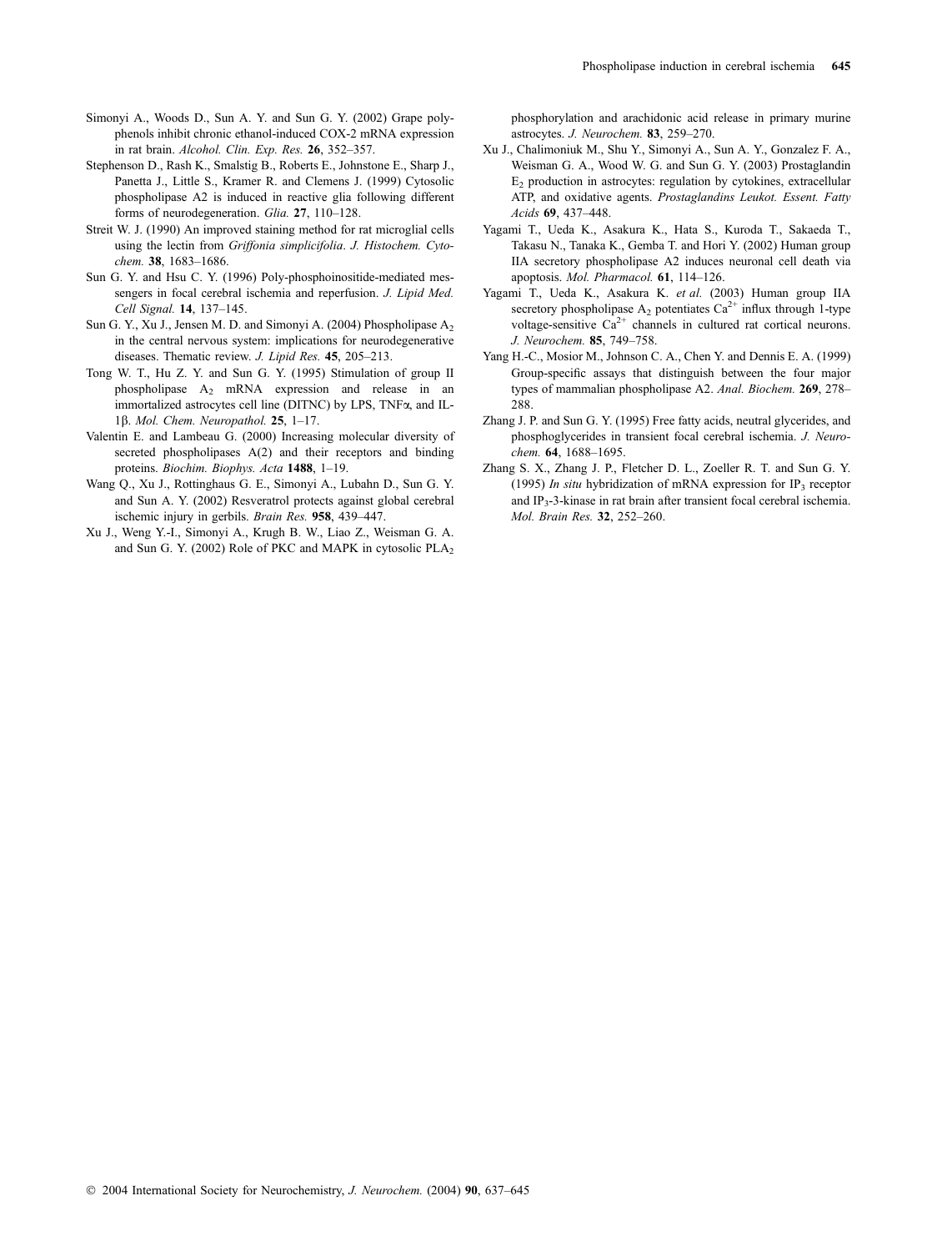Simonyi A., Woods D., Sun A. Y. and Sun G. Y. (2002) Grape polyphenols inhibit chronic ethanol-induced COX-2 mRNA expression in rat brain. *Alcohol. Clin. Exp. Res.* **26**, 352–357.

Stephenson D., Rash K., Smalstig B., Roberts E., Johnstone E., Sharp J., Panetta J., Little S., Kramer R. and Clemens J. (1999) Cytosolic phospholipase A2 is induced in reactive glia following different forms of neurodegeneration. *Glia.* **27**, 110–128.

Streit W. J. (1990) An improved staining method for rat microglial cells using the lectin from *Griffonia simplicifolia*. *J. Histochem. Cytochem.* **38**, 1683–1686.

Sun G. Y. and Hsu C. Y. (1996) Poly-phosphoinositide-mediated messengers in focal cerebral ischemia and reperfusion. *J. Lipid Med. Cell Signal.* **14**, 137–145.

Sun G. Y., Xu J., Jensen M. D. and Simonyi A. (2004) Phospholipase $A_2$ in the central nervous system: implications for neurodegenerative diseases. Thematic review. *J. Lipid Res.* **45**, 205–213.

Tong W. T., Hu Z. Y. and Sun G. Y. (1995) Stimulation of group II phospholipase $A_2$ mRNA expression and release in an immortalized astrocytes cell line (DITNC) by LPS, TNFα, and IL-1β. *Mol. Chem. Neuropathol.* **25**, 1–17.

Valentin E. and Lambeau G. (2000) Increasing molecular diversity of secreted phospholipases A(2) and their receptors and binding proteins. *Biochim. Biophys. Acta* **1488**, 1–19.

Wang Q., Xu J., Rottinghaus G. E., Simonyi A., Lubahn D., Sun G. Y. and Sun A. Y. (2002) Resveratrol protects against global cerebral ischemic injury in gerbils. *Brain Res.* **958**, 439–447.

Xu J., Weng Y.-I., Simonyi A., Krugh B. W., Liao Z., Weisman G. A. and Sun G. Y. (2002) Role of PKC and MAPK in cytosolic $PLA_2$ phosphorylation and arachidonic acid release in primary murine astrocytes. *J. Neurochem.* **83**, 259–270.

Xu J., Chalimoniuk M., Shu Y., Simonyi A., Sun A. Y., Gonzalez F. A., Weisman G. A., Wood W. G. and Sun G. Y. (2003) Prostaglandin $E_2$ production in astrocytes: regulation by cytokines, extracellular ATP, and oxidative agents. *Prostaglandins Leukot. Essent. Fatty Acids* **69**, 437–448.

Yagami T., Ueda K., Asakura K., Hata S., Kuroda T., Sakaeda T., Takasu N., Tanaka K., Gemba T. and Hori Y. (2002) Human group IIA secretory phospholipase A2 induces neuronal cell death via apoptosis. *Mol. Pharmacol.* **61**, 114–126.

Yagami T., Ueda K., Asakura K. *et al.* (2003) Human group IIA secretory phospholipase $A_2$ potentiates $Ca^{2+}$ influx through 1-type voltage-sensitive $Ca^{2+}$ channels in cultured rat cortical neurons. *J. Neurochem.* **85**, 749–758.

Yang H.-C., Mosior M., Johnson C. A., Chen Y. and Dennis E. A. (1999) Group-specific assays that distinguish between the four major types of mammalian phospholipase A2. *Anal. Biochem.* **269**, 278–288.

Zhang J. P. and Sun G. Y. (1995) Free fatty acids, neutral glycerides, and phosphoglycerides in transient focal cerebral ischemia. *J. Neurochem.* **64**, 1688–1695.

Zhang S. X., Zhang J. P., Fletcher D. L., Zoeller R. T. and Sun G. Y. (1995) *In situ* hybridization of mRNA expression for $IP_3$ receptor and $IP_3$-3-kinase in rat brain after transient focal cerebral ischemia. *Mol. Brain Res.* **32**, 252–260.